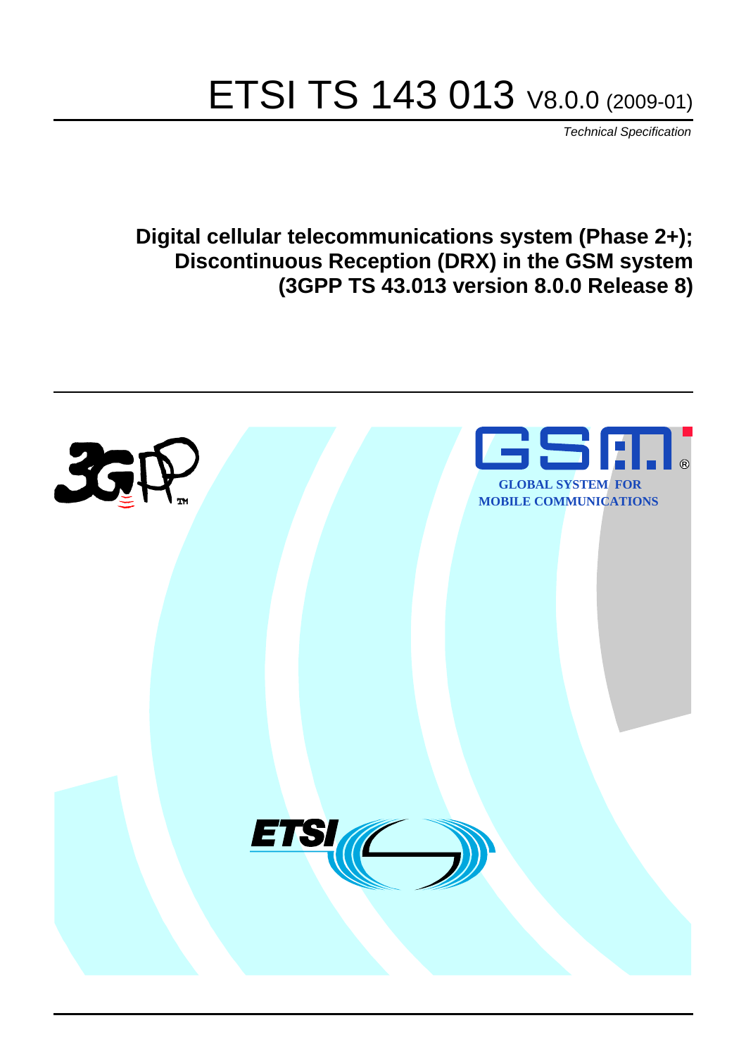# ETSI TS 143 013 V8.0.0 (2009-01)

*Technical Specification*

## Digital cellular telecommunications system (Phase 2+); Discontinuous Reception (DRX) in the GSM system (3GPP TS 43.013 version 8.0.0 Release 8)

GLOBAL SYSTEM FOR MOBILE COMMUNICATIONS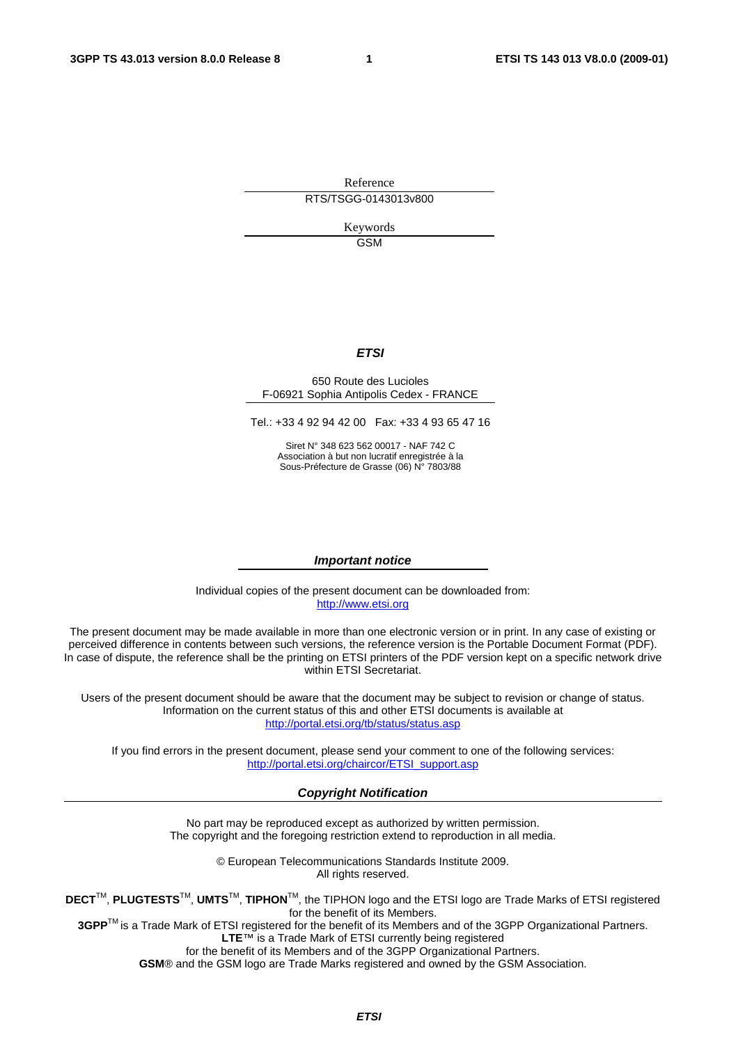Reference

RTS/TSGG-0143013v800

Keywords

GSM

***ETSI***

650 Route des Lucioles
F-06921 Sophia Antipolis Cedex - FRANCE

Tel.: +33 4 92 94 42 00 Fax: +33 4 93 65 47 16

Siret N° 348 623 562 00017 - NAF 742 C
Association à but non lucratif enregistrée à la
Sous-Préfecture de Grasse (06) N° 7803/88

***Important notice***

Individual copies of the present document can be downloaded from:
http://www.etsi.org

The present document may be made available in more than one electronic version or in print. In any case of existing or perceived difference in contents between such versions, the reference version is the Portable Document Format (PDF). In case of dispute, the reference shall be the printing on ETSI printers of the PDF version kept on a specific network drive within ETSI Secretariat.

Users of the present document should be aware that the document may be subject to revision or change of status. Information on the current status of this and other ETSI documents is available at
http://portal.etsi.org/tb/status/status.asp

If you find errors in the present document, please send your comment to one of the following services:
http://portal.etsi.org/chaircor/ETSI_support.asp

***Copyright Notification***

No part may be reproduced except as authorized by written permission.
The copyright and the foregoing restriction extend to reproduction in all media.

© European Telecommunications Standards Institute 2009.
All rights reserved.

**DECT**™, **PLUGTESTS**™, **UMTS**™, **TIPHON**™, the TIPHON logo and the ETSI logo are Trade Marks of ETSI registered for the benefit of its Members.
**3GPP**™ is a Trade Mark of ETSI registered for the benefit of its Members and of the 3GPP Organizational Partners.
**LTE**™ is a Trade Mark of ETSI currently being registered
for the benefit of its Members and of the 3GPP Organizational Partners.
**GSM**® and the GSM logo are Trade Marks registered and owned by the GSM Association.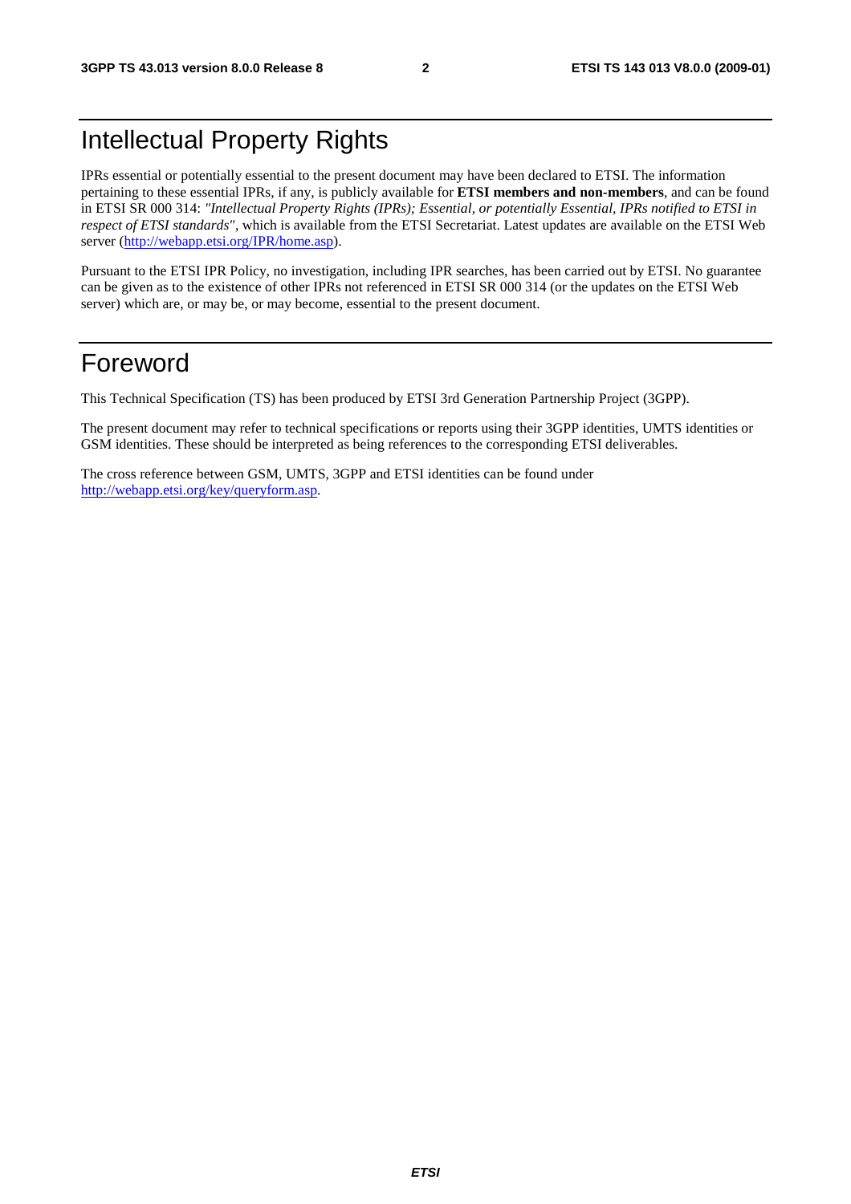# Intellectual Property Rights

IPRs essential or potentially essential to the present document may have been declared to ETSI. The information pertaining to these essential IPRs, if any, is publicly available for **ETSI members and non-members**, and can be found in ETSI SR 000 314: *"Intellectual Property Rights (IPRs); Essential, or potentially Essential, IPRs notified to ETSI in respect of ETSI standards"*, which is available from the ETSI Secretariat. Latest updates are available on the ETSI Web server (http://webapp.etsi.org/IPR/home.asp).

Pursuant to the ETSI IPR Policy, no investigation, including IPR searches, has been carried out by ETSI. No guarantee can be given as to the existence of other IPRs not referenced in ETSI SR 000 314 (or the updates on the ETSI Web server) which are, or may be, or may become, essential to the present document.

# Foreword

This Technical Specification (TS) has been produced by ETSI 3rd Generation Partnership Project (3GPP).

The present document may refer to technical specifications or reports using their 3GPP identities, UMTS identities or GSM identities. These should be interpreted as being references to the corresponding ETSI deliverables.

The cross reference between GSM, UMTS, 3GPP and ETSI identities can be found under http://webapp.etsi.org/key/queryform.asp.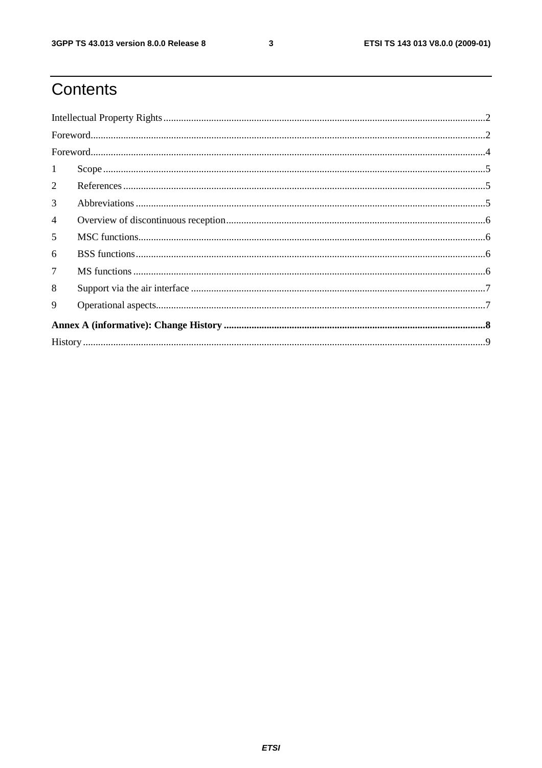# Contents

Intellectual Property Rights ................................................................................................................................2

Foreword.............................................................................................................................................................2

Foreword.............................................................................................................................................................4

1 Scope ........................................................................................................................................................5

2 References ................................................................................................................................................5

3 Abbreviations ...........................................................................................................................................5

4 Overview of discontinuous reception.......................................................................................................6

5 MSC functions..........................................................................................................................................6

6 BSS functions ...........................................................................................................................................6

7 MS functions ............................................................................................................................................6

8 Support via the air interface .....................................................................................................................7

9 Operational aspects...................................................................................................................................7

**Annex A (informative): Change History .......................................................................................................8**

History ................................................................................................................................................................9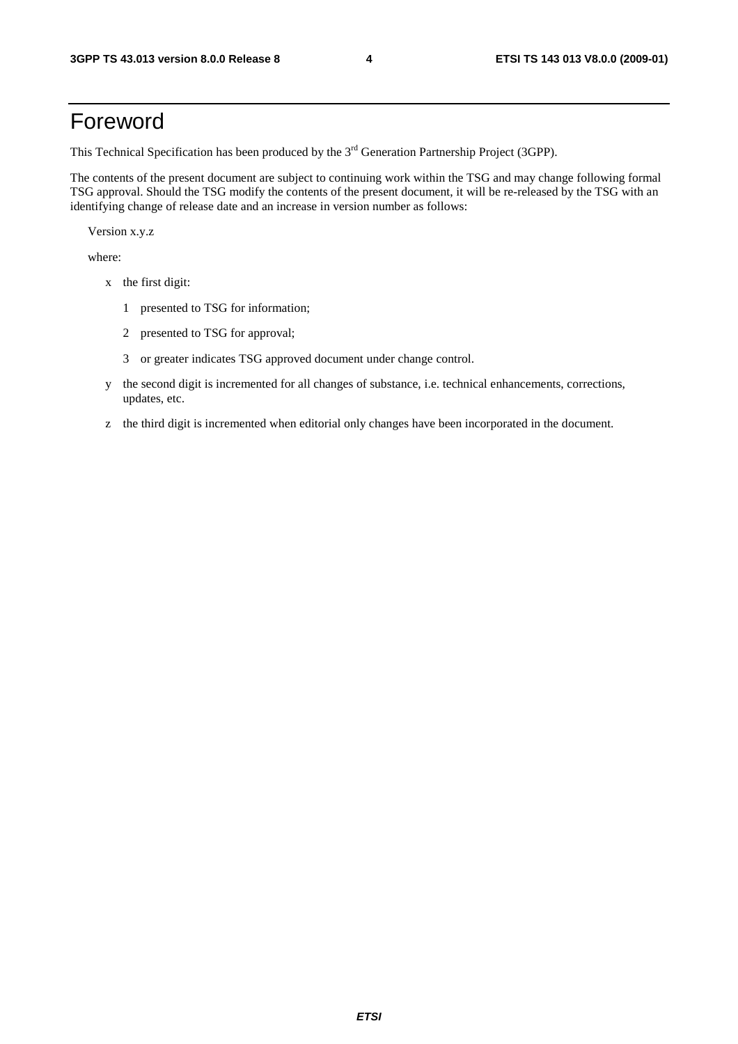# Foreword

This Technical Specification has been produced by the 3rd Generation Partnership Project (3GPP).

The contents of the present document are subject to continuing work within the TSG and may change following formal TSG approval. Should the TSG modify the contents of the present document, it will be re-released by the TSG with an identifying change of release date and an increase in version number as follows:

Version x.y.z

where:

- x the first digit:
  - 1 presented to TSG for information;
  - 2 presented to TSG for approval;
  - 3 or greater indicates TSG approved document under change control.
- y the second digit is incremented for all changes of substance, i.e. technical enhancements, corrections, updates, etc.
- z the third digit is incremented when editorial only changes have been incorporated in the document.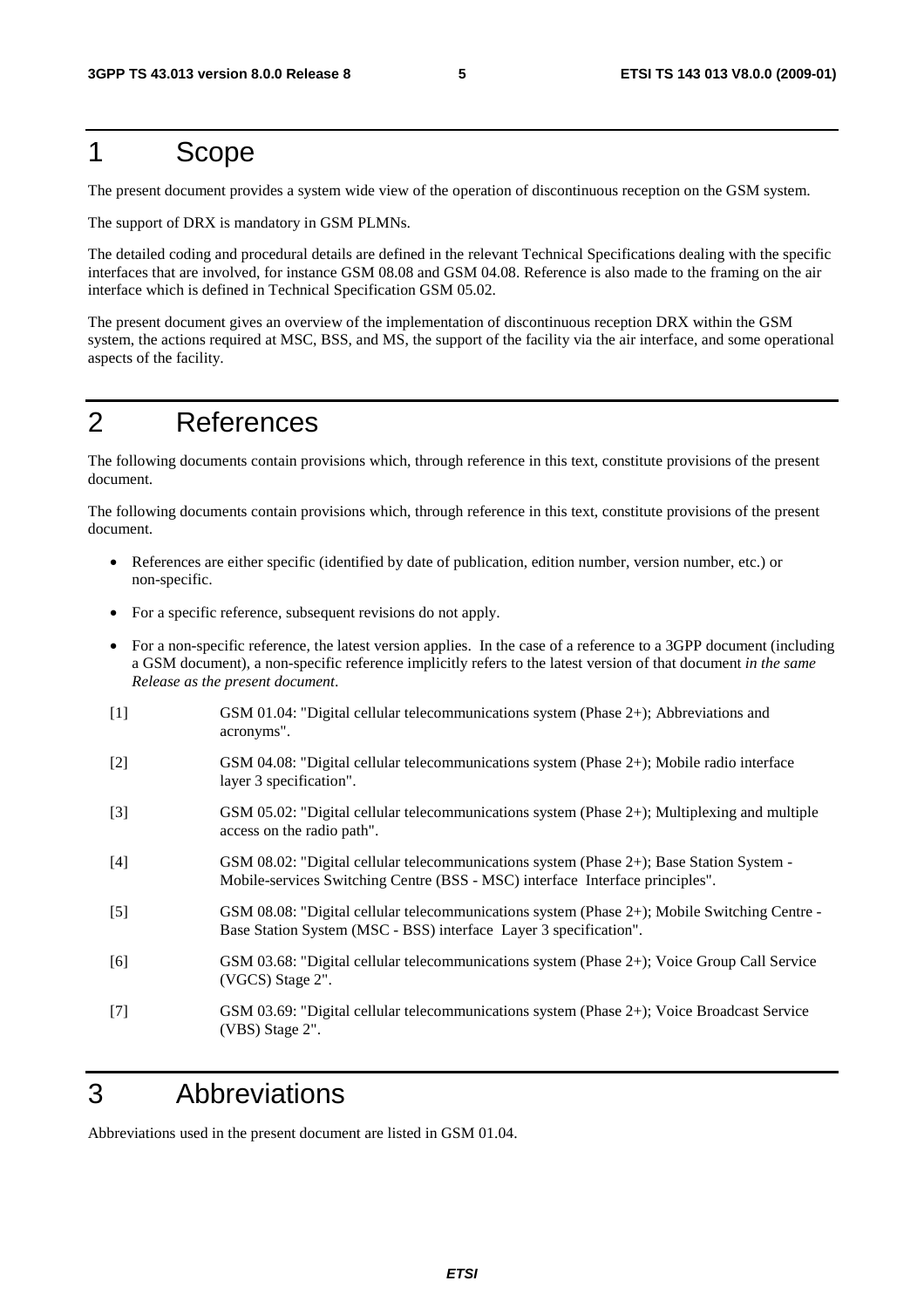# 1 Scope

The present document provides a system wide view of the operation of discontinuous reception on the GSM system.

The support of DRX is mandatory in GSM PLMNs.

The detailed coding and procedural details are defined in the relevant Technical Specifications dealing with the specific interfaces that are involved, for instance GSM 08.08 and GSM 04.08. Reference is also made to the framing on the air interface which is defined in Technical Specification GSM 05.02.

The present document gives an overview of the implementation of discontinuous reception DRX within the GSM system, the actions required at MSC, BSS, and MS, the support of the facility via the air interface, and some operational aspects of the facility.

# 2 References

The following documents contain provisions which, through reference in this text, constitute provisions of the present document.

The following documents contain provisions which, through reference in this text, constitute provisions of the present document.

- References are either specific (identified by date of publication, edition number, version number, etc.) or non-specific.
- For a specific reference, subsequent revisions do not apply.
- For a non-specific reference, the latest version applies. In the case of a reference to a 3GPP document (including a GSM document), a non-specific reference implicitly refers to the latest version of that document *in the same Release as the present document*.

[1] GSM 01.04: "Digital cellular telecommunications system (Phase 2+); Abbreviations and acronyms".

[2] GSM 04.08: "Digital cellular telecommunications system (Phase 2+); Mobile radio interface layer 3 specification".

[3] GSM 05.02: "Digital cellular telecommunications system (Phase 2+); Multiplexing and multiple access on the radio path".

[4] GSM 08.02: "Digital cellular telecommunications system (Phase 2+); Base Station System - Mobile-services Switching Centre (BSS - MSC) interface Interface principles".

[5] GSM 08.08: "Digital cellular telecommunications system (Phase 2+); Mobile Switching Centre - Base Station System (MSC - BSS) interface Layer 3 specification".

[6] GSM 03.68: "Digital cellular telecommunications system (Phase 2+); Voice Group Call Service (VGCS) Stage 2".

[7] GSM 03.69: "Digital cellular telecommunications system (Phase 2+); Voice Broadcast Service (VBS) Stage 2".

# 3 Abbreviations

Abbreviations used in the present document are listed in GSM 01.04.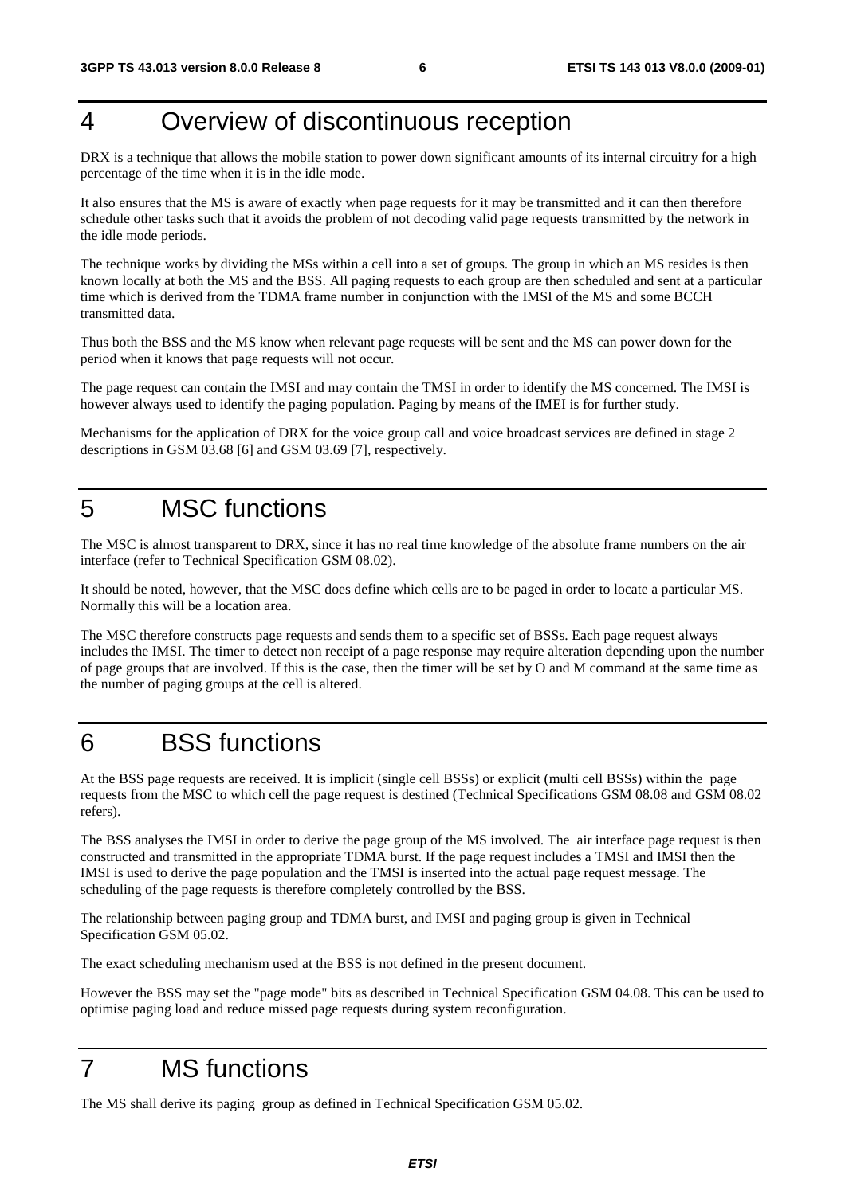# 4 Overview of discontinuous reception

DRX is a technique that allows the mobile station to power down significant amounts of its internal circuitry for a high percentage of the time when it is in the idle mode.

It also ensures that the MS is aware of exactly when page requests for it may be transmitted and it can then therefore schedule other tasks such that it avoids the problem of not decoding valid page requests transmitted by the network in the idle mode periods.

The technique works by dividing the MSs within a cell into a set of groups. The group in which an MS resides is then known locally at both the MS and the BSS. All paging requests to each group are then scheduled and sent at a particular time which is derived from the TDMA frame number in conjunction with the IMSI of the MS and some BCCH transmitted data.

Thus both the BSS and the MS know when relevant page requests will be sent and the MS can power down for the period when it knows that page requests will not occur.

The page request can contain the IMSI and may contain the TMSI in order to identify the MS concerned. The IMSI is however always used to identify the paging population. Paging by means of the IMEI is for further study.

Mechanisms for the application of DRX for the voice group call and voice broadcast services are defined in stage 2 descriptions in GSM 03.68 [6] and GSM 03.69 [7], respectively.

# 5 MSC functions

The MSC is almost transparent to DRX, since it has no real time knowledge of the absolute frame numbers on the air interface (refer to Technical Specification GSM 08.02).

It should be noted, however, that the MSC does define which cells are to be paged in order to locate a particular MS. Normally this will be a location area.

The MSC therefore constructs page requests and sends them to a specific set of BSSs. Each page request always includes the IMSI. The timer to detect non receipt of a page response may require alteration depending upon the number of page groups that are involved. If this is the case, then the timer will be set by O and M command at the same time as the number of paging groups at the cell is altered.

# 6 BSS functions

At the BSS page requests are received. It is implicit (single cell BSSs) or explicit (multi cell BSSs) within the page requests from the MSC to which cell the page request is destined (Technical Specifications GSM 08.08 and GSM 08.02 refers).

The BSS analyses the IMSI in order to derive the page group of the MS involved. The air interface page request is then constructed and transmitted in the appropriate TDMA burst. If the page request includes a TMSI and IMSI then the IMSI is used to derive the page population and the TMSI is inserted into the actual page request message. The scheduling of the page requests is therefore completely controlled by the BSS.

The relationship between paging group and TDMA burst, and IMSI and paging group is given in Technical Specification GSM 05.02.

The exact scheduling mechanism used at the BSS is not defined in the present document.

However the BSS may set the "page mode" bits as described in Technical Specification GSM 04.08. This can be used to optimise paging load and reduce missed page requests during system reconfiguration.

# 7 MS functions

The MS shall derive its paging group as defined in Technical Specification GSM 05.02.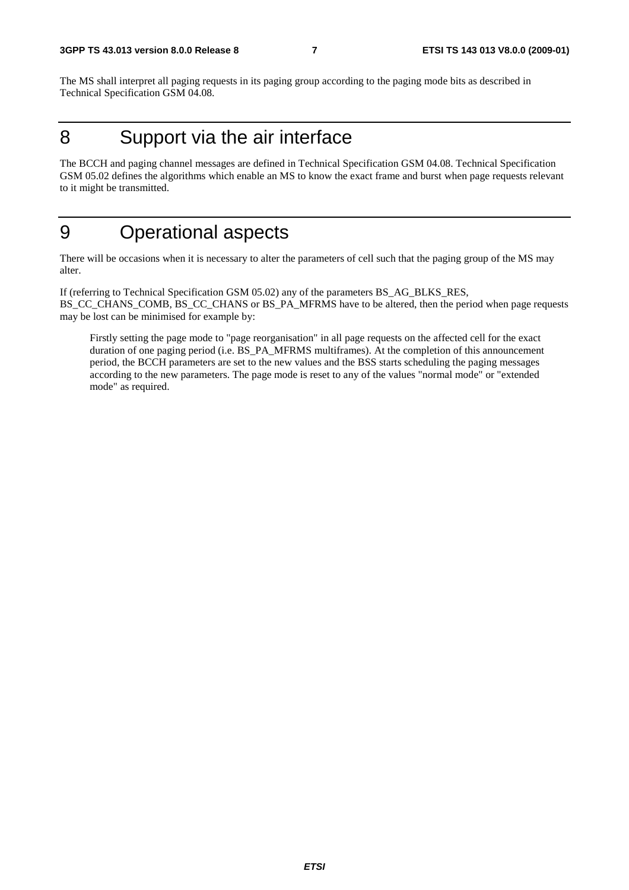The MS shall interpret all paging requests in its paging group according to the paging mode bits as described in Technical Specification GSM 04.08.

# 8 Support via the air interface

The BCCH and paging channel messages are defined in Technical Specification GSM 04.08. Technical Specification GSM 05.02 defines the algorithms which enable an MS to know the exact frame and burst when page requests relevant to it might be transmitted.

# 9 Operational aspects

There will be occasions when it is necessary to alter the parameters of cell such that the paging group of the MS may alter.

If (referring to Technical Specification GSM 05.02) any of the parameters BS_AG_BLKS_RES, BS_CC_CHANS_COMB, BS_CC_CHANS or BS_PA_MFRMS have to be altered, then the period when page requests may be lost can be minimised for example by:

> Firstly setting the page mode to "page reorganisation" in all page requests on the affected cell for the exact duration of one paging period (i.e. BS_PA_MFRMS multiframes). At the completion of this announcement period, the BCCH parameters are set to the new values and the BSS starts scheduling the paging messages according to the new parameters. The page mode is reset to any of the values "normal mode" or "extended mode" as required.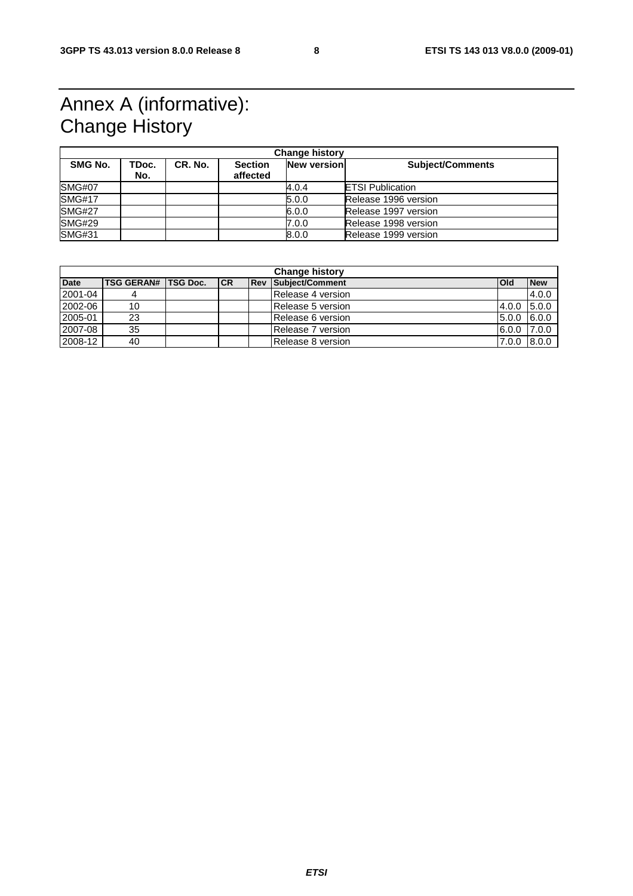# Annex A (informative): Change History

| Change history | | | | | |
|---|---|---|---|---|---|
| **SMG No.** | **TDoc. No.** | **CR. No.** | **Section affected** | **New version** | **Subject/Comments** |
| SMG#07 | | | | 4.0.4 | ETSI Publication |
| SMG#17 | | | | 5.0.0 | Release 1996 version |
| SMG#27 | | | | 6.0.0 | Release 1997 version |
| SMG#29 | | | | 7.0.0 | Release 1998 version |
| SMG#31 | | | | 8.0.0 | Release 1999 version |

| Change history | | | | | | | |
|---|---|---|---|---|---|---|---|
| **Date** | **TSG GERAN#** | **TSG Doc.** | **CR** | **Rev** | **Subject/Comment** | **Old** | **New** |
| 2001-04 | 4 | | | | Release 4 version | | 4.0.0 |
| 2002-06 | 10 | | | | Release 5 version | 4.0.0 | 5.0.0 |
| 2005-01 | 23 | | | | Release 6 version | 5.0.0 | 6.0.0 |
| 2007-08 | 35 | | | | Release 7 version | 6.0.0 | 7.0.0 |
| 2008-12 | 40 | | | | Release 8 version | 7.0.0 | 8.0.0 |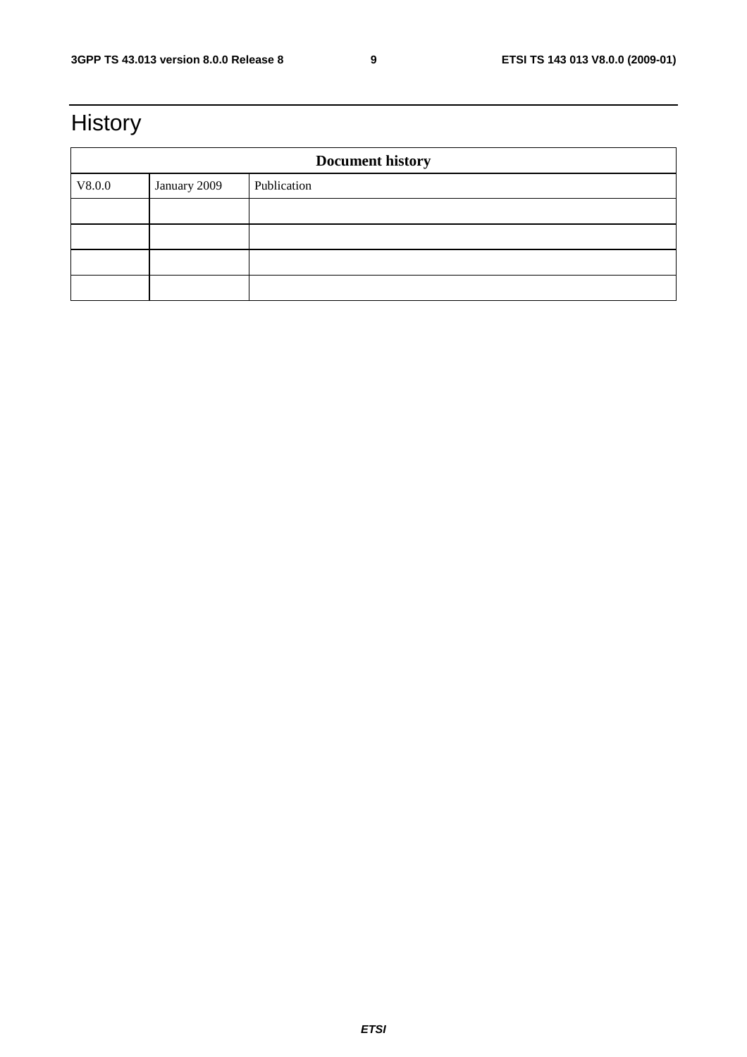# History

| Document history | | |
|---|---|---|
| V8.0.0 | January 2009 | Publication |
| | | |
| | | |
| | | |
| | | |